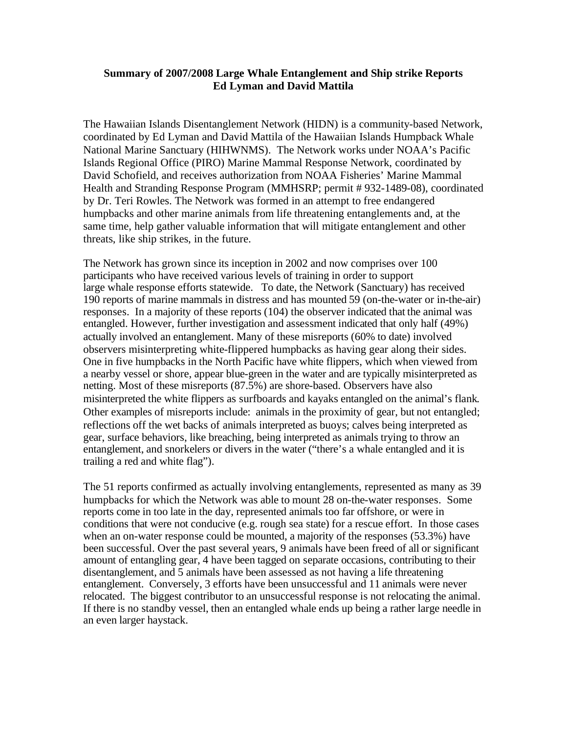# Summary of 2007/2008 Large Whale Entanglement and Ship strike Reports
**Ed Lyman and David Mattila**

The Hawaiian Islands Disentanglement Network (HIDN) is a community-based Network, coordinated by Ed Lyman and David Mattila of the Hawaiian Islands Humpback Whale National Marine Sanctuary (HIHWNMS). The Network works under NOAA's Pacific Islands Regional Office (PIRO) Marine Mammal Response Network, coordinated by David Schofield, and receives authorization from NOAA Fisheries' Marine Mammal Health and Stranding Response Program (MMHSRP; permit # 932-1489-08), coordinated by Dr. Teri Rowles. The Network was formed in an attempt to free endangered humpbacks and other marine animals from life threatening entanglements and, at the same time, help gather valuable information that will mitigate entanglement and other threats, like ship strikes, in the future.

The Network has grown since its inception in 2002 and now comprises over 100 participants who have received various levels of training in order to support large whale response efforts statewide. To date, the Network (Sanctuary) has received 190 reports of marine mammals in distress and has mounted 59 (on-the-water or in-the-air) responses. In a majority of these reports (104) the observer indicated that the animal was entangled. However, further investigation and assessment indicated that only half (49%) actually involved an entanglement. Many of these misreports (60% to date) involved observers misinterpreting white-flippered humpbacks as having gear along their sides. One in five humpbacks in the North Pacific have white flippers, which when viewed from a nearby vessel or shore, appear blue-green in the water and are typically misinterpreted as netting. Most of these misreports (87.5%) are shore-based. Observers have also misinterpreted the white flippers as surfboards and kayaks entangled on the animal's flank. Other examples of misreports include: animals in the proximity of gear, but not entangled; reflections off the wet backs of animals interpreted as buoys; calves being interpreted as gear, surface behaviors, like breaching, being interpreted as animals trying to throw an entanglement, and snorkelers or divers in the water ("there's a whale entangled and it is trailing a red and white flag").

The 51 reports confirmed as actually involving entanglements, represented as many as 39 humpbacks for which the Network was able to mount 28 on-the-water responses. Some reports come in too late in the day, represented animals too far offshore, or were in conditions that were not conducive (e.g. rough sea state) for a rescue effort. In those cases when an on-water response could be mounted, a majority of the responses (53.3%) have been successful. Over the past several years, 9 animals have been freed of all or significant amount of entangling gear, 4 have been tagged on separate occasions, contributing to their disentanglement, and 5 animals have been assessed as not having a life threatening entanglement. Conversely, 3 efforts have been unsuccessful and 11 animals were never relocated. The biggest contributor to an unsuccessful response is not relocating the animal. If there is no standby vessel, then an entangled whale ends up being a rather large needle in an even larger haystack.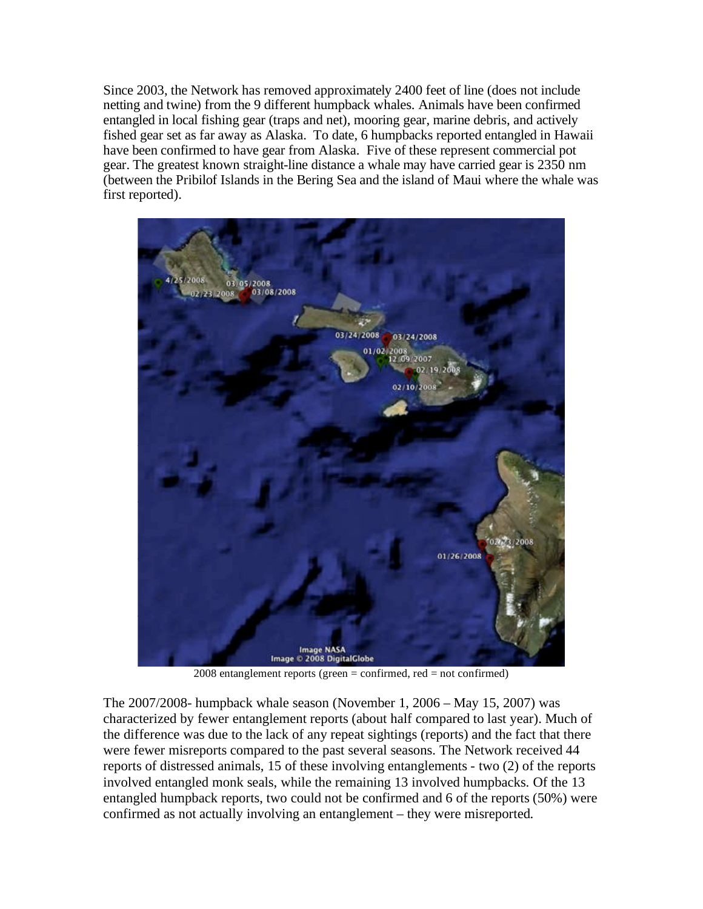Since 2003, the Network has removed approximately 2400 feet of line (does not include netting and twine) from the 9 different humpback whales. Animals have been confirmed entangled in local fishing gear (traps and net), mooring gear, marine debris, and actively fished gear set as far away as Alaska. To date, 6 humpbacks reported entangled in Hawaii have been confirmed to have gear from Alaska. Five of these represent commercial pot gear. The greatest known straight-line distance a whale may have carried gear is 2350 nm (between the Pribilof Islands in the Bering Sea and the island of Maui where the whale was first reported).

2008 entanglement reports (green = confirmed, red = not confirmed)

The 2007/2008- humpback whale season (November 1, 2006 – May 15, 2007) was characterized by fewer entanglement reports (about half compared to last year). Much of the difference was due to the lack of any repeat sightings (reports) and the fact that there were fewer misreports compared to the past several seasons. The Network received 44 reports of distressed animals, 15 of these involving entanglements - two (2) of the reports involved entangled monk seals, while the remaining 13 involved humpbacks. Of the 13 entangled humpback reports, two could not be confirmed and 6 of the reports (50%) were confirmed as not actually involving an entanglement – they were misreported.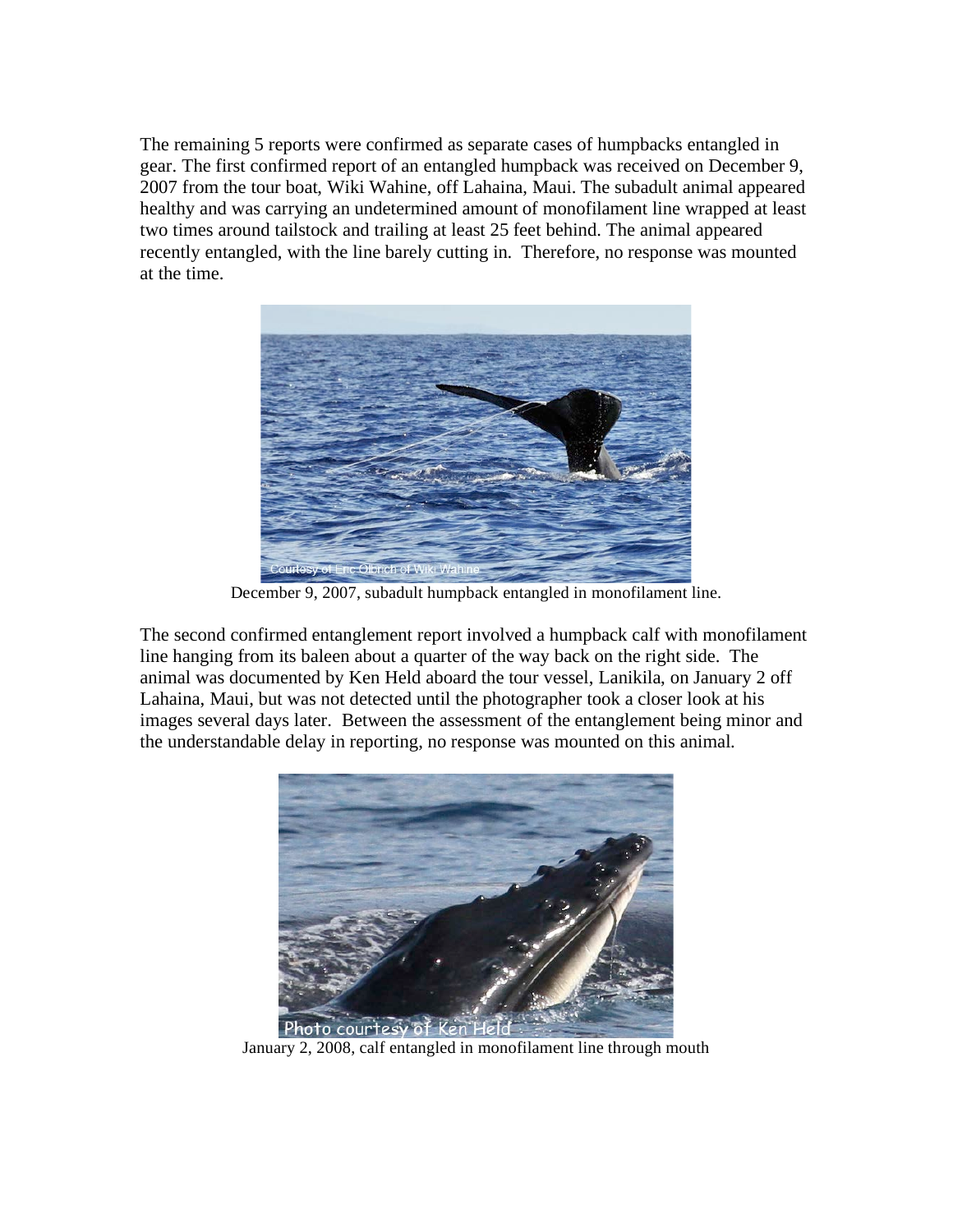The remaining 5 reports were confirmed as separate cases of humpbacks entangled in gear. The first confirmed report of an entangled humpback was received on December 9, 2007 from the tour boat, Wiki Wahine, off Lahaina, Maui. The subadult animal appeared healthy and was carrying an undetermined amount of monofilament line wrapped at least two times around tailstock and trailing at least 25 feet behind. The animal appeared recently entangled, with the line barely cutting in. Therefore, no response was mounted at the time.

December 9, 2007, subadult humpback entangled in monofilament line.

The second confirmed entanglement report involved a humpback calf with monofilament line hanging from its baleen about a quarter of the way back on the right side. The animal was documented by Ken Held aboard the tour vessel, Lanikila, on January 2 off Lahaina, Maui, but was not detected until the photographer took a closer look at his images several days later. Between the assessment of the entanglement being minor and the understandable delay in reporting, no response was mounted on this animal.

January 2, 2008, calf entangled in monofilament line through mouth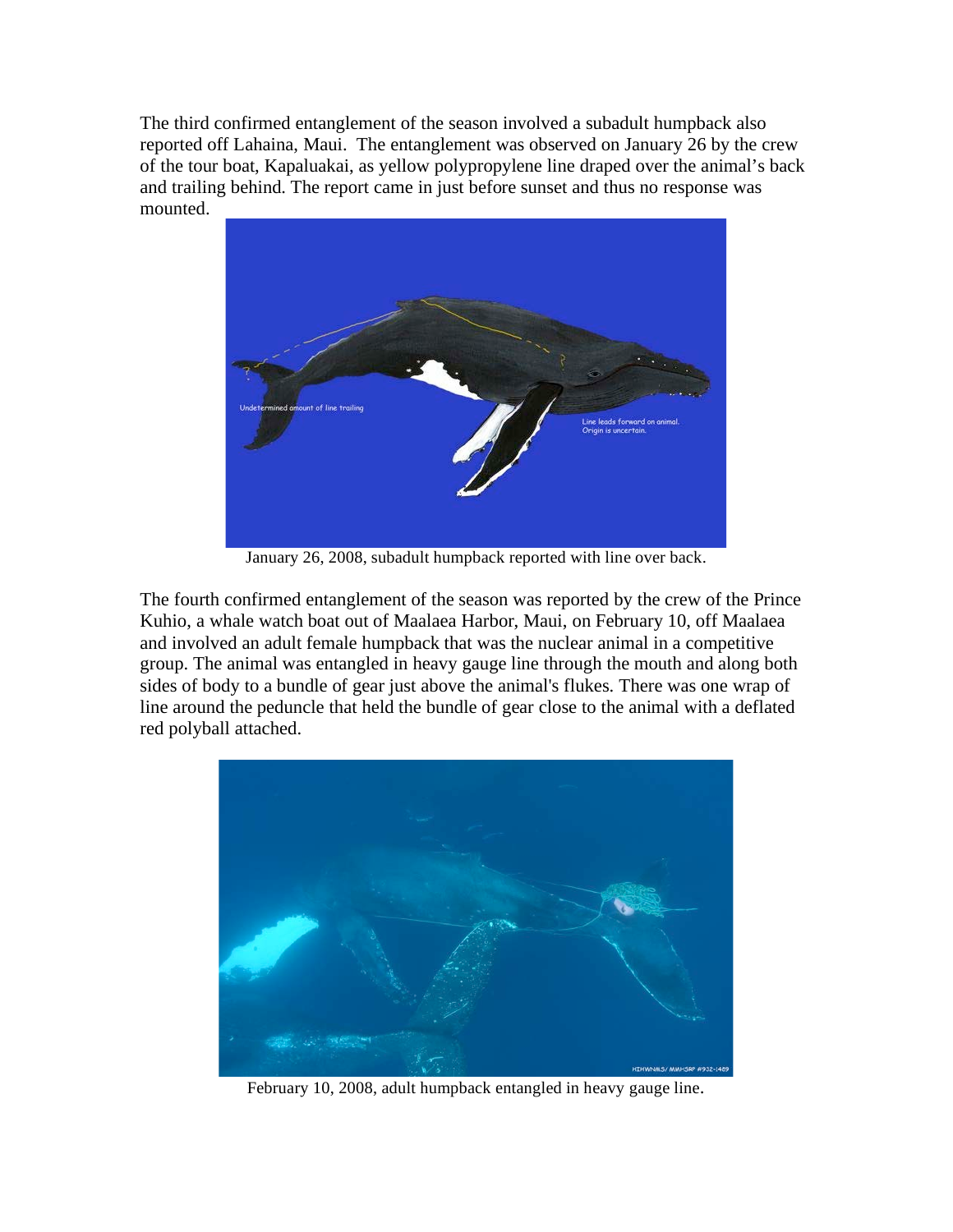The third confirmed entanglement of the season involved a subadult humpback also reported off Lahaina, Maui. The entanglement was observed on January 26 by the crew of the tour boat, Kapaluakai, as yellow polypropylene line draped over the animal's back and trailing behind. The report came in just before sunset and thus no response was mounted.

January 26, 2008, subadult humpback reported with line over back.

The fourth confirmed entanglement of the season was reported by the crew of the Prince Kuhio, a whale watch boat out of Maalaea Harbor, Maui, on February 10, off Maalaea and involved an adult female humpback that was the nuclear animal in a competitive group. The animal was entangled in heavy gauge line through the mouth and along both sides of body to a bundle of gear just above the animal's flukes. There was one wrap of line around the peduncle that held the bundle of gear close to the animal with a deflated red polyball attached.

February 10, 2008, adult humpback entangled in heavy gauge line.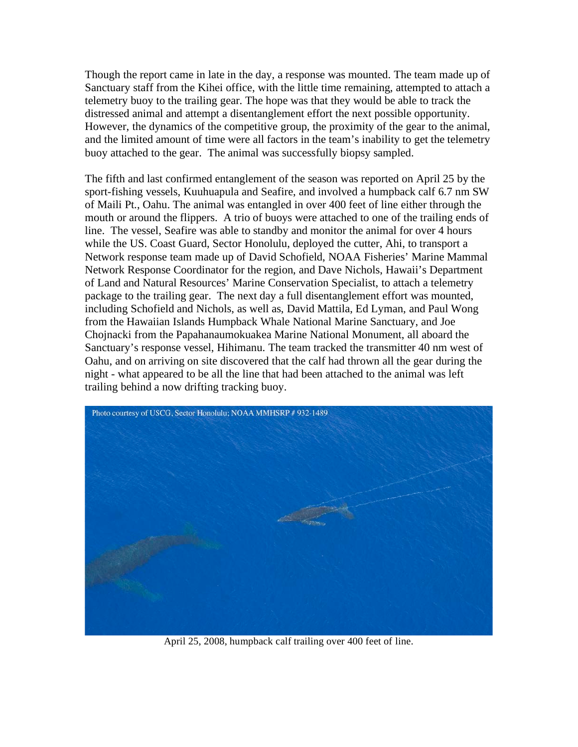Though the report came in late in the day, a response was mounted. The team made up of Sanctuary staff from the Kihei office, with the little time remaining, attempted to attach a telemetry buoy to the trailing gear. The hope was that they would be able to track the distressed animal and attempt a disentanglement effort the next possible opportunity. However, the dynamics of the competitive group, the proximity of the gear to the animal, and the limited amount of time were all factors in the team's inability to get the telemetry buoy attached to the gear. The animal was successfully biopsy sampled.

The fifth and last confirmed entanglement of the season was reported on April 25 by the sport-fishing vessels, Kuuhuapula and Seafire, and involved a humpback calf 6.7 nm SW of Maili Pt., Oahu. The animal was entangled in over 400 feet of line either through the mouth or around the flippers. A trio of buoys were attached to one of the trailing ends of line. The vessel, Seafire was able to standby and monitor the animal for over 4 hours while the US. Coast Guard, Sector Honolulu, deployed the cutter, Ahi, to transport a Network response team made up of David Schofield, NOAA Fisheries' Marine Mammal Network Response Coordinator for the region, and Dave Nichols, Hawaii's Department of Land and Natural Resources' Marine Conservation Specialist, to attach a telemetry package to the trailing gear. The next day a full disentanglement effort was mounted, including Schofield and Nichols, as well as, David Mattila, Ed Lyman, and Paul Wong from the Hawaiian Islands Humpback Whale National Marine Sanctuary, and Joe Chojnacki from the Papahanaumokuakea Marine National Monument, all aboard the Sanctuary's response vessel, Hihimanu. The team tracked the transmitter 40 nm west of Oahu, and on arriving on site discovered that the calf had thrown all the gear during the night - what appeared to be all the line that had been attached to the animal was left trailing behind a now drifting tracking buoy.

Photo courtesy of USCG, Sector Honolulu; NOAA MMHSRP # 932-1489

April 25, 2008, humpback calf trailing over 400 feet of line.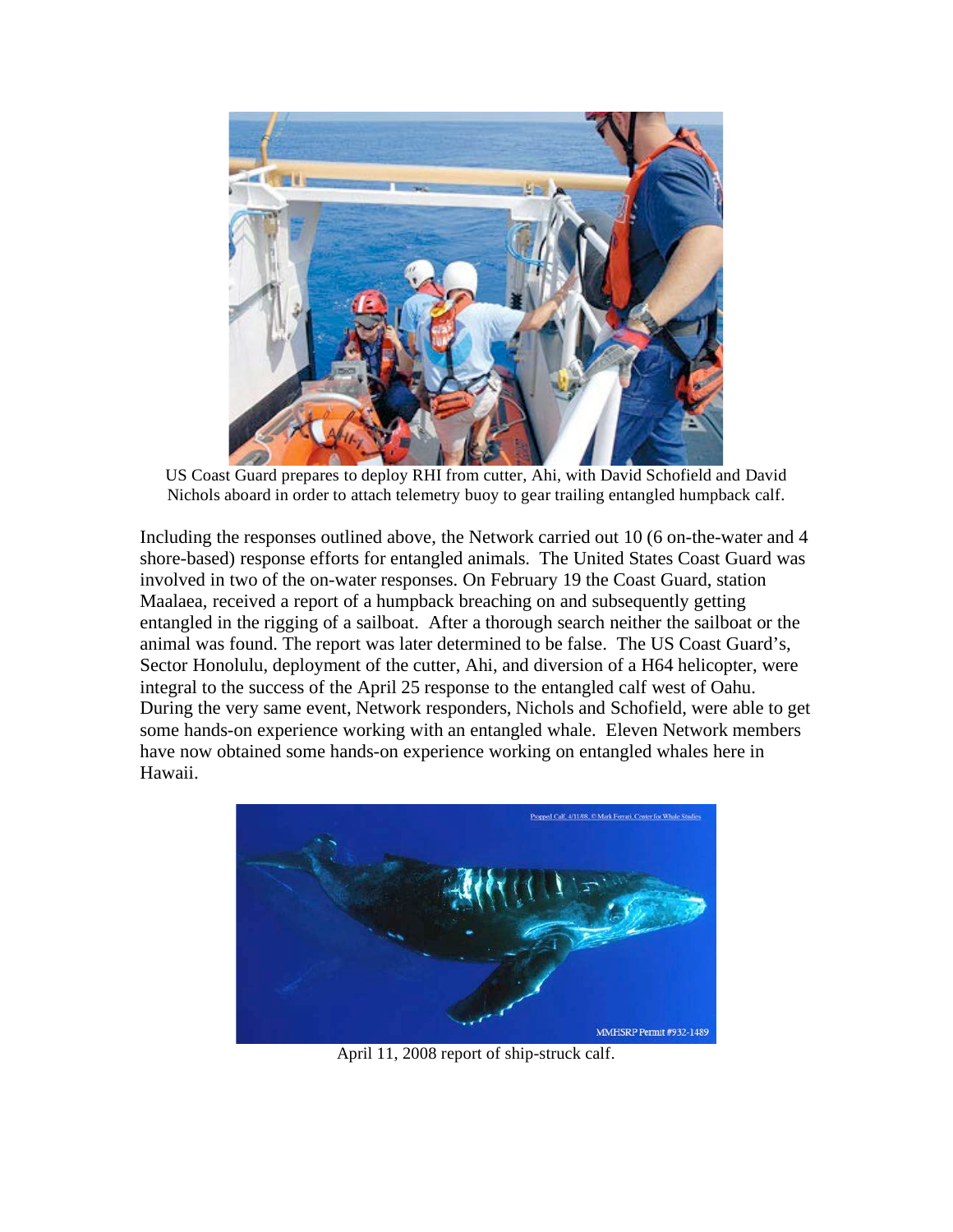US Coast Guard prepares to deploy RHI from cutter, Ahi, with David Schofield and David Nichols aboard in order to attach telemetry buoy to gear trailing entangled humpback calf.

Including the responses outlined above, the Network carried out 10 (6 on-the-water and 4 shore-based) response efforts for entangled animals. The United States Coast Guard was involved in two of the on-water responses. On February 19 the Coast Guard, station Maalaea, received a report of a humpback breaching on and subsequently getting entangled in the rigging of a sailboat. After a thorough search neither the sailboat or the animal was found. The report was later determined to be false. The US Coast Guard's, Sector Honolulu, deployment of the cutter, Ahi, and diversion of a H64 helicopter, were integral to the success of the April 25 response to the entangled calf west of Oahu. During the very same event, Network responders, Nichols and Schofield, were able to get some hands-on experience working with an entangled whale. Eleven Network members have now obtained some hands-on experience working on entangled whales here in Hawaii.

April 11, 2008 report of ship-struck calf.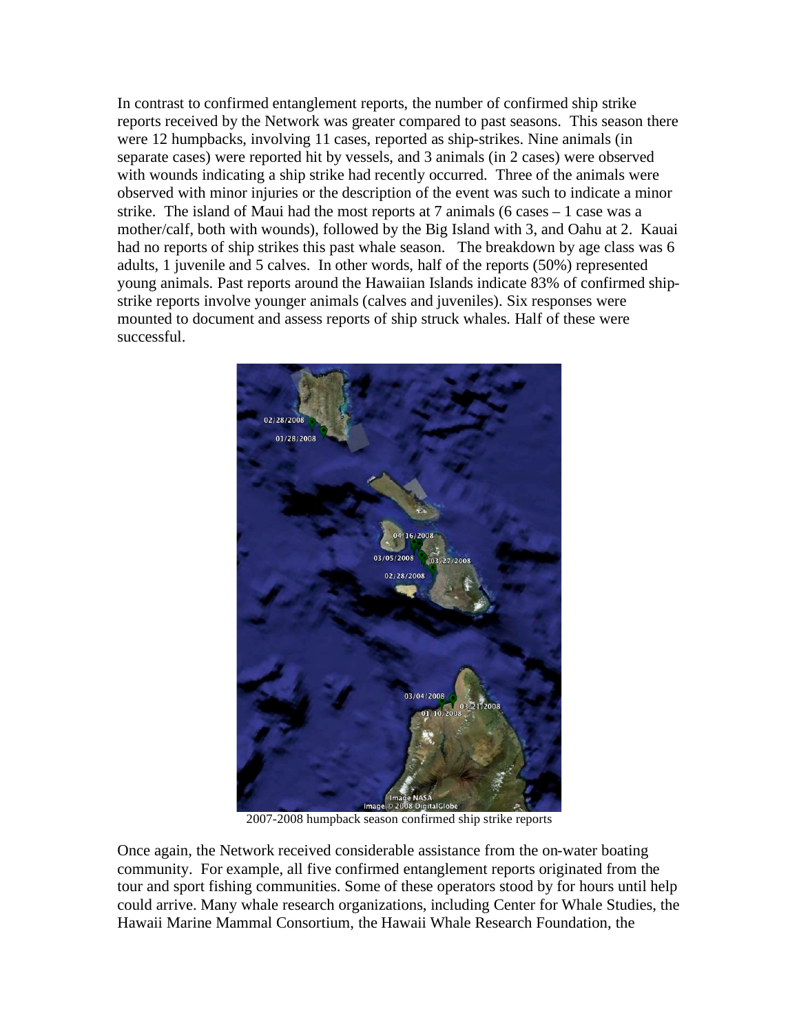In contrast to confirmed entanglement reports, the number of confirmed ship strike reports received by the Network was greater compared to past seasons. This season there were 12 humpbacks, involving 11 cases, reported as ship-strikes. Nine animals (in separate cases) were reported hit by vessels, and 3 animals (in 2 cases) were observed with wounds indicating a ship strike had recently occurred. Three of the animals were observed with minor injuries or the description of the event was such to indicate a minor strike. The island of Maui had the most reports at 7 animals (6 cases – 1 case was a mother/calf, both with wounds), followed by the Big Island with 3, and Oahu at 2. Kauai had no reports of ship strikes this past whale season. The breakdown by age class was 6 adults, 1 juvenile and 5 calves. In other words, half of the reports (50%) represented young animals. Past reports around the Hawaiian Islands indicate 83% of confirmed ship-strike reports involve younger animals (calves and juveniles). Six responses were mounted to document and assess reports of ship struck whales. Half of these were successful.

2007-2008 humpback season confirmed ship strike reports

Once again, the Network received considerable assistance from the on-water boating community. For example, all five confirmed entanglement reports originated from the tour and sport fishing communities. Some of these operators stood by for hours until help could arrive. Many whale research organizations, including Center for Whale Studies, the Hawaii Marine Mammal Consortium, the Hawaii Whale Research Foundation, the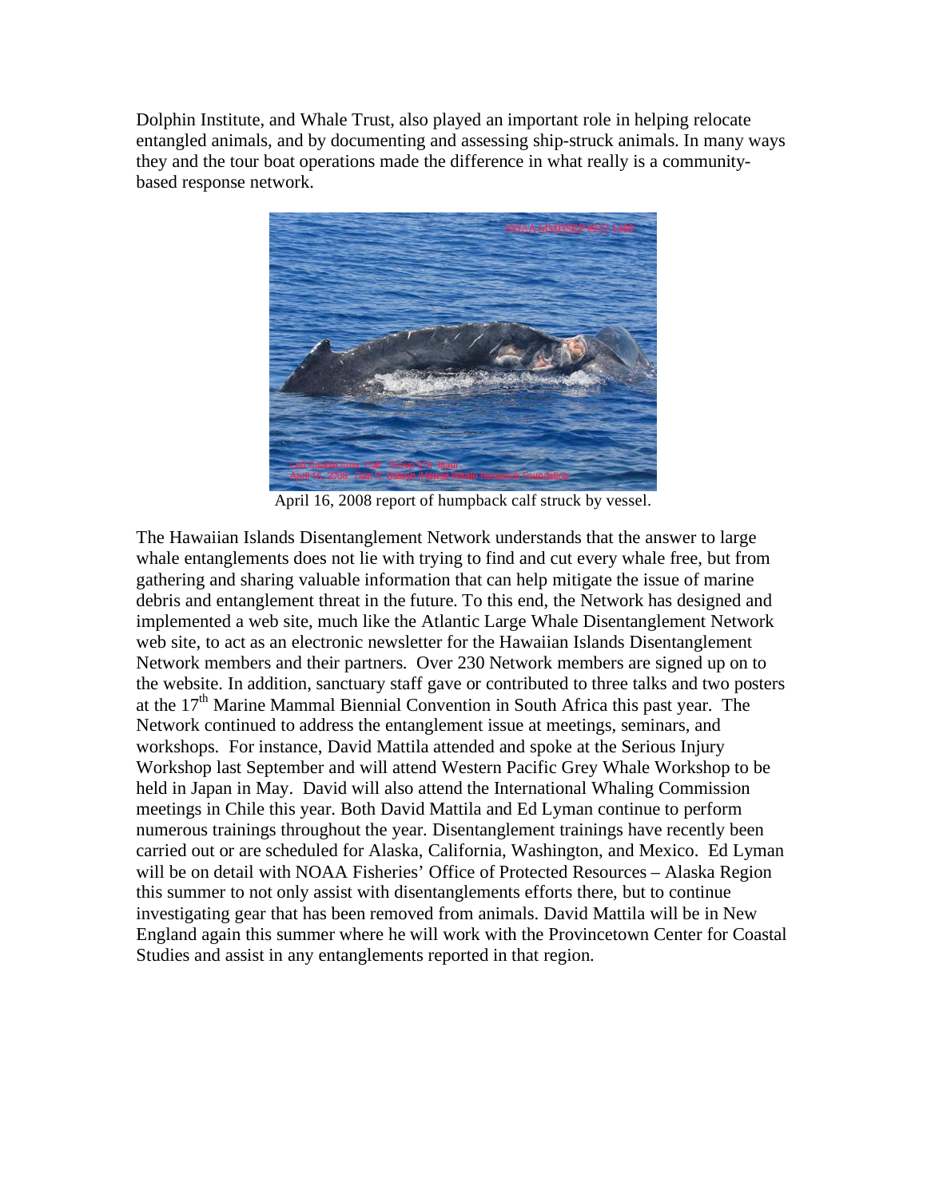Dolphin Institute, and Whale Trust, also played an important role in helping relocate entangled animals, and by documenting and assessing ship-struck animals. In many ways they and the tour boat operations made the difference in what really is a community-based response network.

April 16, 2008 report of humpback calf struck by vessel.

The Hawaiian Islands Disentanglement Network understands that the answer to large whale entanglements does not lie with trying to find and cut every whale free, but from gathering and sharing valuable information that can help mitigate the issue of marine debris and entanglement threat in the future. To this end, the Network has designed and implemented a web site, much like the Atlantic Large Whale Disentanglement Network web site, to act as an electronic newsletter for the Hawaiian Islands Disentanglement Network members and their partners. Over 230 Network members are signed up on to the website. In addition, sanctuary staff gave or contributed to three talks and two posters at the 17th Marine Mammal Biennial Convention in South Africa this past year. The Network continued to address the entanglement issue at meetings, seminars, and workshops. For instance, David Mattila attended and spoke at the Serious Injury Workshop last September and will attend Western Pacific Grey Whale Workshop to be held in Japan in May. David will also attend the International Whaling Commission meetings in Chile this year. Both David Mattila and Ed Lyman continue to perform numerous trainings throughout the year. Disentanglement trainings have recently been carried out or are scheduled for Alaska, California, Washington, and Mexico. Ed Lyman will be on detail with NOAA Fisheries' Office of Protected Resources – Alaska Region this summer to not only assist with disentanglements efforts there, but to continue investigating gear that has been removed from animals. David Mattila will be in New England again this summer where he will work with the Provincetown Center for Coastal Studies and assist in any entanglements reported in that region.